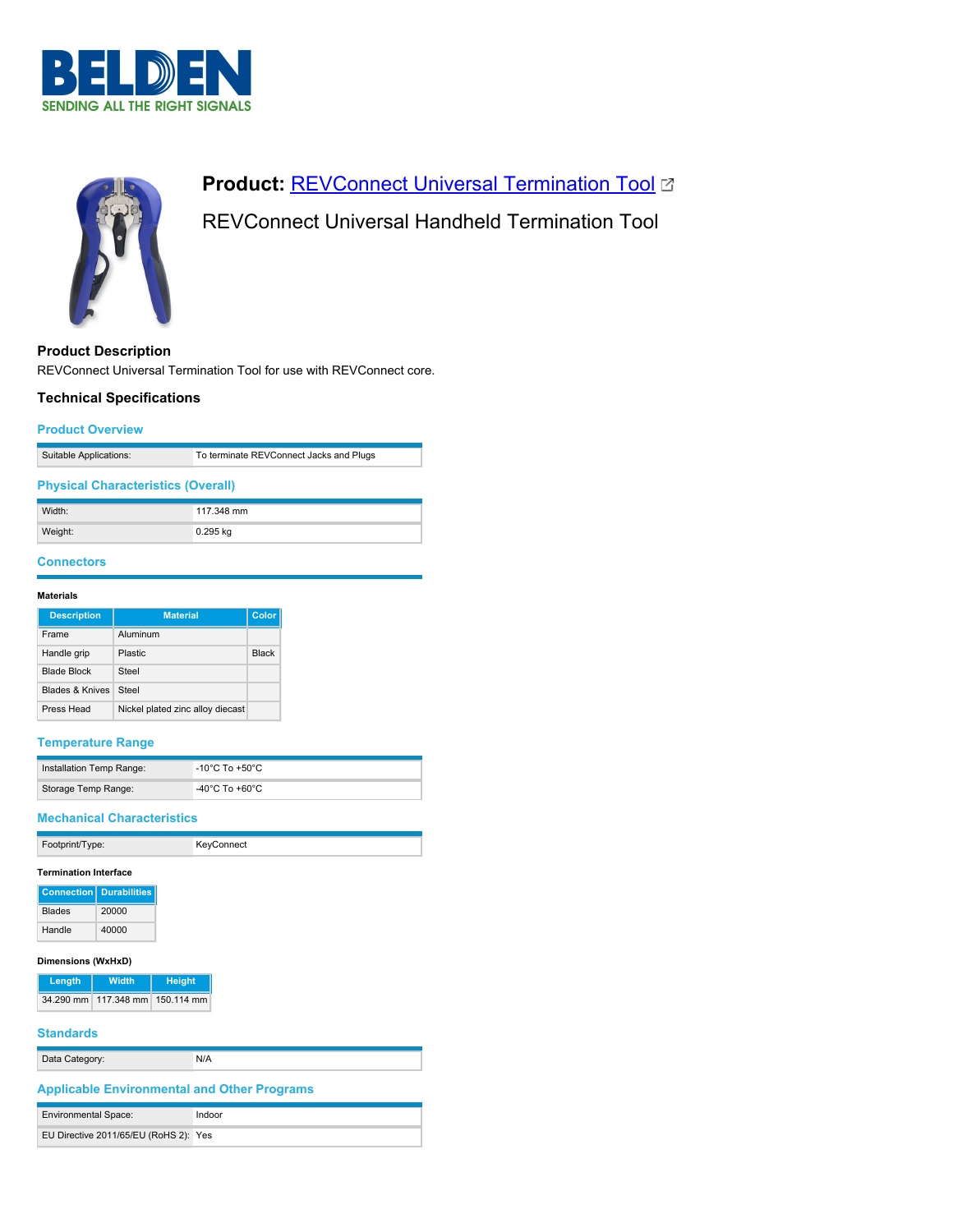# BELDEN
SENDING ALL THE RIGHT SIGNALS

## Product: REVConnect Universal Termination Tool

REVConnect Universal Handheld Termination Tool

### Product Description

REVConnect Universal Termination Tool for use with REVConnect core.

### Technical Specifications

#### Product Overview

| | |
|---|---|
| Suitable Applications: | To terminate REVConnect Jacks and Plugs |

#### Physical Characteristics (Overall)

| | |
|---|---|
| Width: | 117.348 mm |
| Weight: | 0.295 kg |

#### Connectors

**Materials**

| Description | Material | Color |
|---|---|---|
| Frame | Aluminum | |
| Handle grip | Plastic | Black |
| Blade Block | Steel | |
| Blades & Knives | Steel | |
| Press Head | Nickel plated zinc alloy diecast | |

#### Temperature Range

| | |
|---|---|
| Installation Temp Range: | -10°C To +50°C |
| Storage Temp Range: | -40°C To +60°C |

#### Mechanical Characteristics

| | |
|---|---|
| Footprint/Type: | KeyConnect |

**Termination Interface**

| Connection | Durabilities |
|---|---|
| Blades | 20000 |
| Handle | 40000 |

**Dimensions (WxHxD)**

| Length | Width | Height |
|---|---|---|
| 34.290 mm | 117.348 mm | 150.114 mm |

#### Standards

| | |
|---|---|
| Data Category: | N/A |

#### Applicable Environmental and Other Programs

| | |
|---|---|
| Environmental Space: | Indoor |
| EU Directive 2011/65/EU (RoHS 2): | Yes |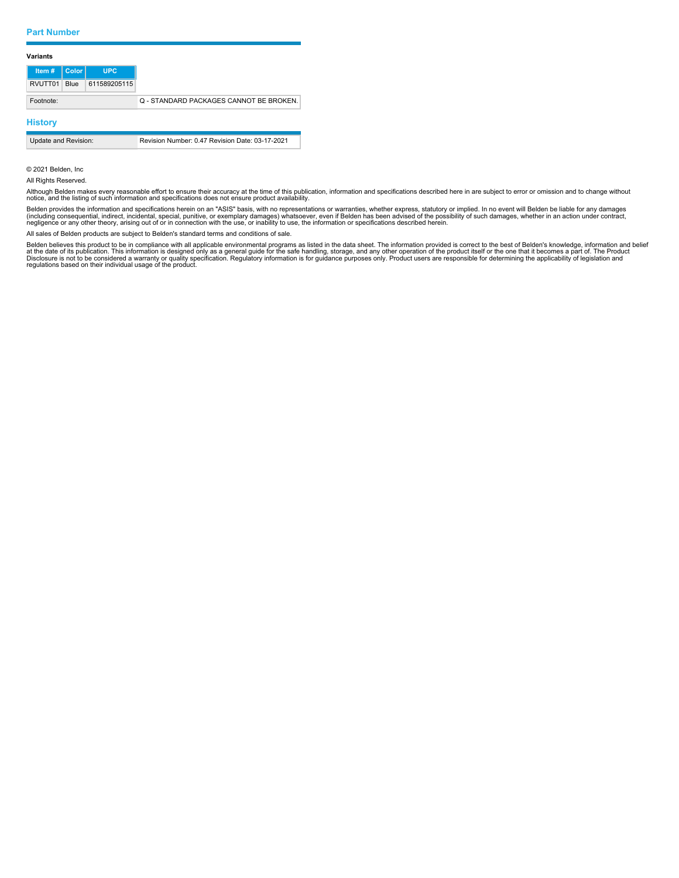## Part Number

**Variants**

| Item # | Color | UPC |
| --- | --- | --- |
| RVUTT01 | Blue | 611589205115 |

| | |
| --- | --- |
| Footnote: | Q - STANDARD PACKAGES CANNOT BE BROKEN. |

## History

| | |
| --- | --- |
| Update and Revision: | Revision Number: 0.47 Revision Date: 03-17-2021 |

© 2021 Belden, Inc

All Rights Reserved.

Although Belden makes every reasonable effort to ensure their accuracy at the time of this publication, information and specifications described here in are subject to error or omission and to change without notice, and the listing of such information and specifications does not ensure product availability.

Belden provides the information and specifications herein on an "ASIS" basis, with no representations or warranties, whether express, statutory or implied. In no event will Belden be liable for any damages (including consequential, indirect, incidental, special, punitive, or exemplary damages) whatsoever, even if Belden has been advised of the possibility of such damages, whether in an action under contract, negligence or any other theory, arising out of or in connection with the use, or inability to use, the information or specifications described herein.

All sales of Belden products are subject to Belden's standard terms and conditions of sale.

Belden believes this product to be in compliance with all applicable environmental programs as listed in the data sheet. The information provided is correct to the best of Belden's knowledge, information and belief at the date of its publication. This information is designed only as a general guide for the safe handling, storage, and any other operation of the product itself or the one that it becomes a part of. The Product Disclosure is not to be considered a warranty or quality specification. Regulatory information is for guidance purposes only. Product users are responsible for determining the applicability of legislation and regulations based on their individual usage of the product.